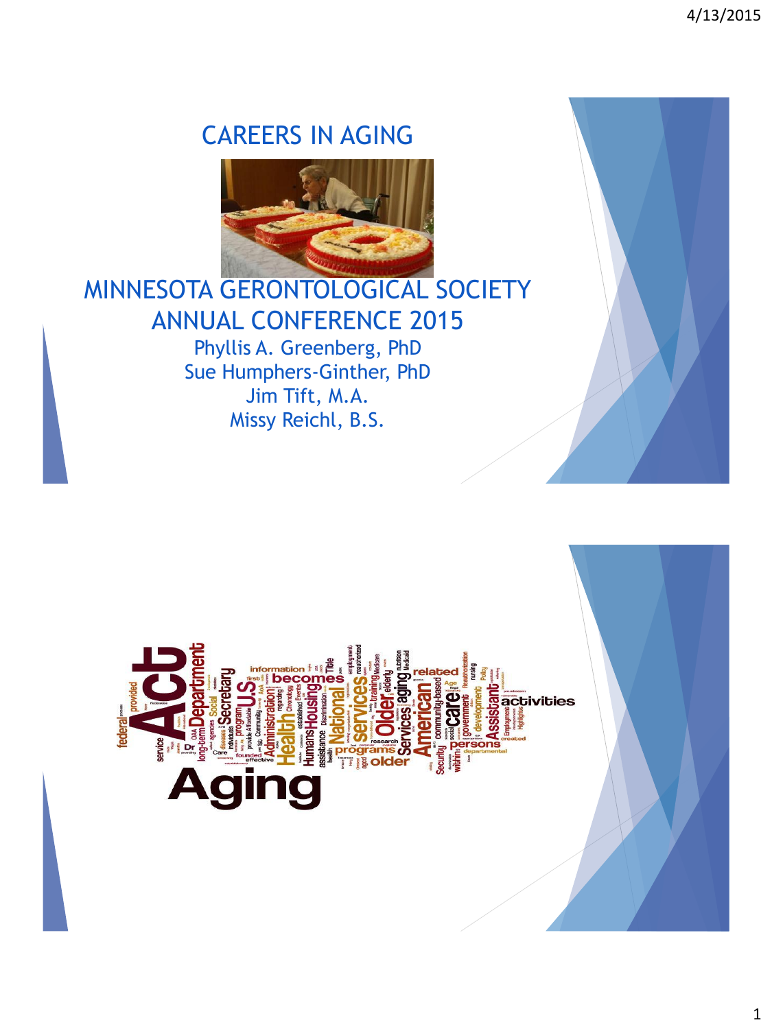# CAREERS IN AGING

## MINNESOTA GERONTOLOGICAL SOCIETY ANNUAL CONFERENCE 2015

Phyllis A. Greenberg, PhD
Sue Humphers-Ginther, PhD
Jim Tift, M.A.
Missy Reichl, B.S.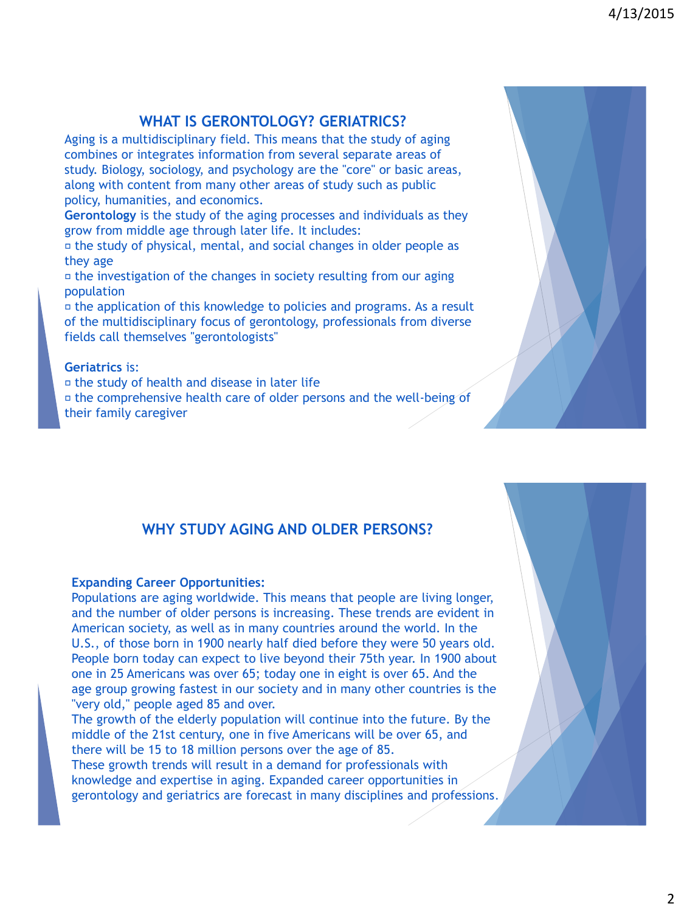## WHAT IS GERONTOLOGY? GERIATRICS?

Aging is a multidisciplinary field. This means that the study of aging combines or integrates information from several separate areas of study. Biology, sociology, and psychology are the "core" or basic areas, along with content from many other areas of study such as public policy, humanities, and economics.

**Gerontology** is the study of the aging processes and individuals as they grow from middle age through later life. It includes:

- the study of physical, mental, and social changes in older people as they age
- the investigation of the changes in society resulting from our aging population
- the application of this knowledge to policies and programs. As a result of the multidisciplinary focus of gerontology, professionals from diverse fields call themselves "gerontologists"

**Geriatrics** is:

- the study of health and disease in later life
- the comprehensive health care of older persons and the well-being of their family caregiver

## WHY STUDY AGING AND OLDER PERSONS?

**Expanding Career Opportunities:**

Populations are aging worldwide. This means that people are living longer, and the number of older persons is increasing. These trends are evident in American society, as well as in many countries around the world. In the U.S., of those born in 1900 nearly half died before they were 50 years old. People born today can expect to live beyond their 75th year. In 1900 about one in 25 Americans was over 65; today one in eight is over 65. And the age group growing fastest in our society and in many other countries is the "very old," people aged 85 and over.

The growth of the elderly population will continue into the future. By the middle of the 21st century, one in five Americans will be over 65, and there will be 15 to 18 million persons over the age of 85.

These growth trends will result in a demand for professionals with knowledge and expertise in aging. Expanded career opportunities in gerontology and geriatrics are forecast in many disciplines and professions.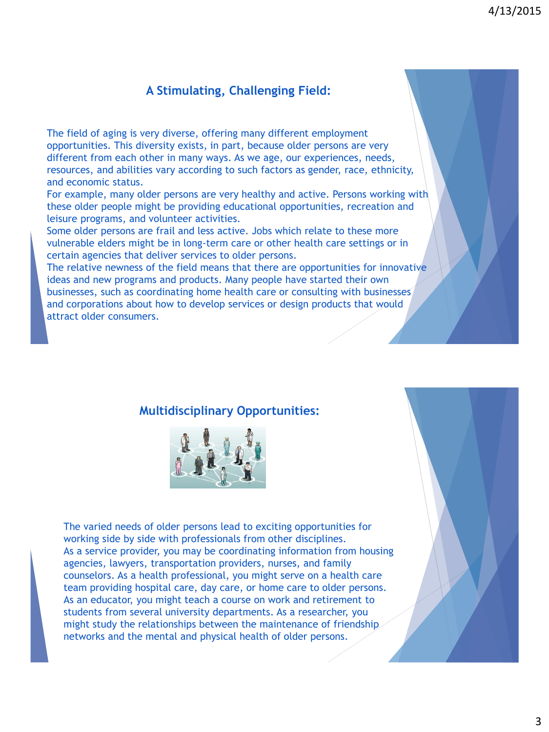## A Stimulating, Challenging Field:

The field of aging is very diverse, offering many different employment opportunities. This diversity exists, in part, because older persons are very different from each other in many ways. As we age, our experiences, needs, resources, and abilities vary according to such factors as gender, race, ethnicity, and economic status.

For example, many older persons are very healthy and active. Persons working with these older people might be providing educational opportunities, recreation and leisure programs, and volunteer activities.

Some older persons are frail and less active. Jobs which relate to these more vulnerable elders might be in long-term care or other health care settings or in certain agencies that deliver services to older persons.

The relative newness of the field means that there are opportunities for innovative ideas and new programs and products. Many people have started their own businesses, such as coordinating home health care or consulting with businesses and corporations about how to develop services or design products that would attract older consumers.

## Multidisciplinary Opportunities:

The varied needs of older persons lead to exciting opportunities for working side by side with professionals from other disciplines.

As a service provider, you may be coordinating information from housing agencies, lawyers, transportation providers, nurses, and family counselors. As a health professional, you might serve on a health care team providing hospital care, day care, or home care to older persons. As an educator, you might teach a course on work and retirement to students from several university departments. As a researcher, you might study the relationships between the maintenance of friendship networks and the mental and physical health of older persons.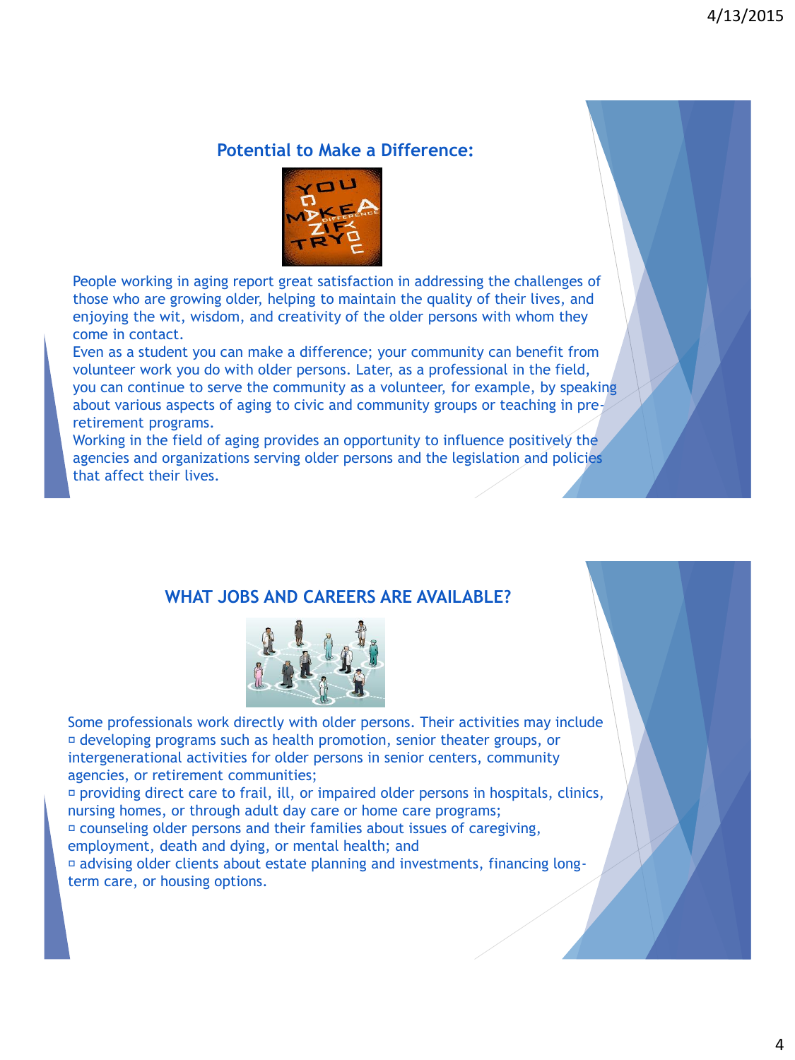## Potential to Make a Difference:

People working in aging report great satisfaction in addressing the challenges of those who are growing older, helping to maintain the quality of their lives, and enjoying the wit, wisdom, and creativity of the older persons with whom they come in contact.

Even as a student you can make a difference; your community can benefit from volunteer work you do with older persons. Later, as a professional in the field, you can continue to serve the community as a volunteer, for example, by speaking about various aspects of aging to civic and community groups or teaching in pre-retirement programs.

Working in the field of aging provides an opportunity to influence positively the agencies and organizations serving older persons and the legislation and policies that affect their lives.

## WHAT JOBS AND CAREERS ARE AVAILABLE?

Some professionals work directly with older persons. Their activities may include

- developing programs such as health promotion, senior theater groups, or intergenerational activities for older persons in senior centers, community agencies, or retirement communities;
- providing direct care to frail, ill, or impaired older persons in hospitals, clinics, nursing homes, or through adult day care or home care programs;
- counseling older persons and their families about issues of caregiving, employment, death and dying, or mental health; and
- advising older clients about estate planning and investments, financing long-term care, or housing options.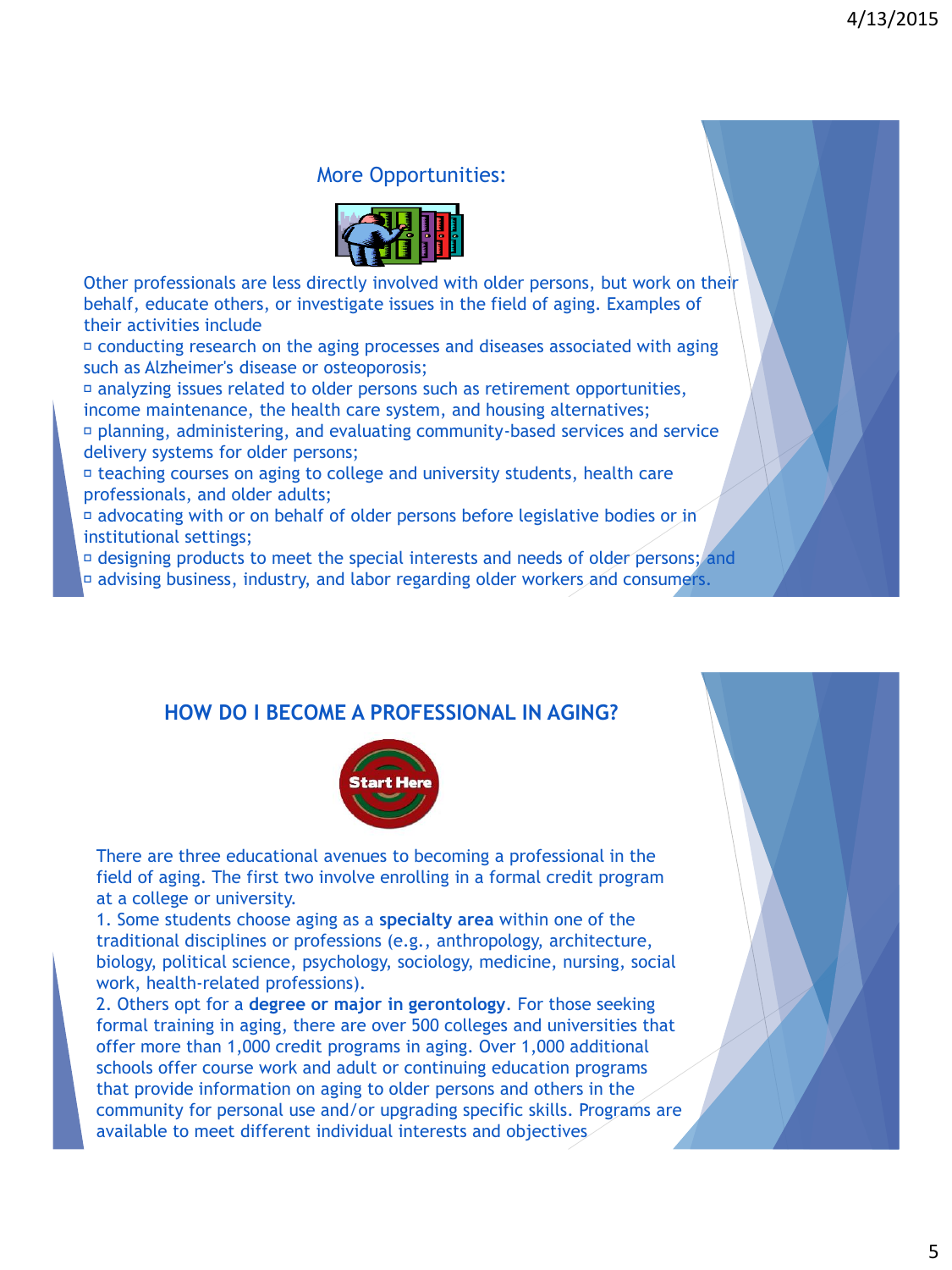## More Opportunities:

Other professionals are less directly involved with older persons, but work on their behalf, educate others, or investigate issues in the field of aging. Examples of their activities include

- conducting research on the aging processes and diseases associated with aging such as Alzheimer's disease or osteoporosis;
- analyzing issues related to older persons such as retirement opportunities, income maintenance, the health care system, and housing alternatives;
- planning, administering, and evaluating community-based services and service delivery systems for older persons;
- teaching courses on aging to college and university students, health care professionals, and older adults;
- advocating with or on behalf of older persons before legislative bodies or in institutional settings;
- designing products to meet the special interests and needs of older persons; and
- advising business, industry, and labor regarding older workers and consumers.

## HOW DO I BECOME A PROFESSIONAL IN AGING?

Start Here

There are three educational avenues to becoming a professional in the field of aging. The first two involve enrolling in a formal credit program at a college or university.

1. Some students choose aging as a **specialty area** within one of the traditional disciplines or professions (e.g., anthropology, architecture, biology, political science, psychology, sociology, medicine, nursing, social work, health-related professions).
2. Others opt for a **degree or major in gerontology**. For those seeking formal training in aging, there are over 500 colleges and universities that offer more than 1,000 credit programs in aging. Over 1,000 additional schools offer course work and adult or continuing education programs that provide information on aging to older persons and others in the community for personal use and/or upgrading specific skills. Programs are available to meet different individual interests and objectives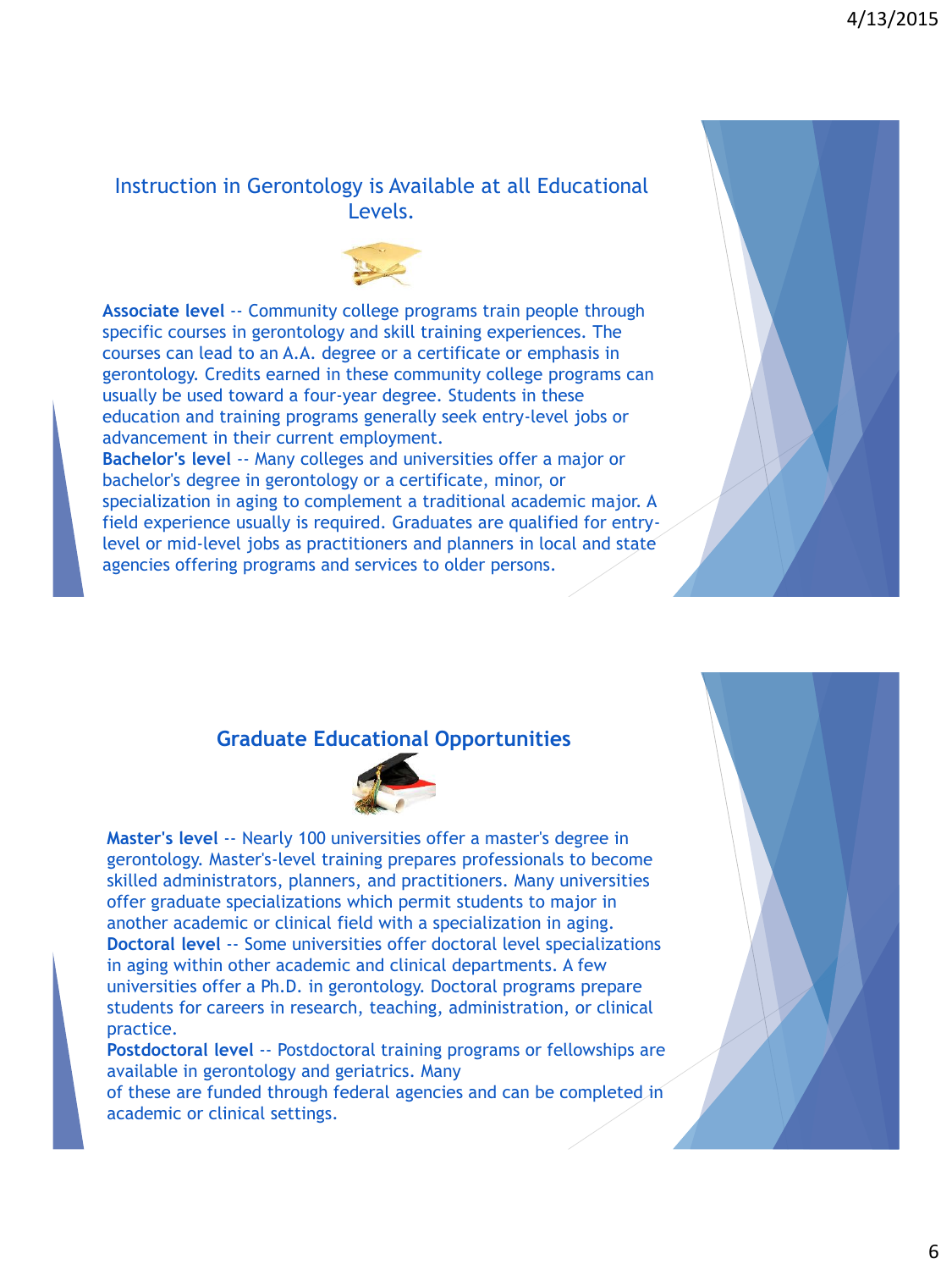## Instruction in Gerontology is Available at all Educational Levels.

**Associate level** -- Community college programs train people through specific courses in gerontology and skill training experiences. The courses can lead to an A.A. degree or a certificate or emphasis in gerontology. Credits earned in these community college programs can usually be used toward a four-year degree. Students in these education and training programs generally seek entry-level jobs or advancement in their current employment.

**Bachelor's level** -- Many colleges and universities offer a major or bachelor's degree in gerontology or a certificate, minor, or specialization in aging to complement a traditional academic major. A field experience usually is required. Graduates are qualified for entry-level or mid-level jobs as practitioners and planners in local and state agencies offering programs and services to older persons.

## Graduate Educational Opportunities

**Master's level** -- Nearly 100 universities offer a master's degree in gerontology. Master's-level training prepares professionals to become skilled administrators, planners, and practitioners. Many universities offer graduate specializations which permit students to major in another academic or clinical field with a specialization in aging.

**Doctoral level** -- Some universities offer doctoral level specializations in aging within other academic and clinical departments. A few universities offer a Ph.D. in gerontology. Doctoral programs prepare students for careers in research, teaching, administration, or clinical practice.

**Postdoctoral level** -- Postdoctoral training programs or fellowships are available in gerontology and geriatrics. Many of these are funded through federal agencies and can be completed in academic or clinical settings.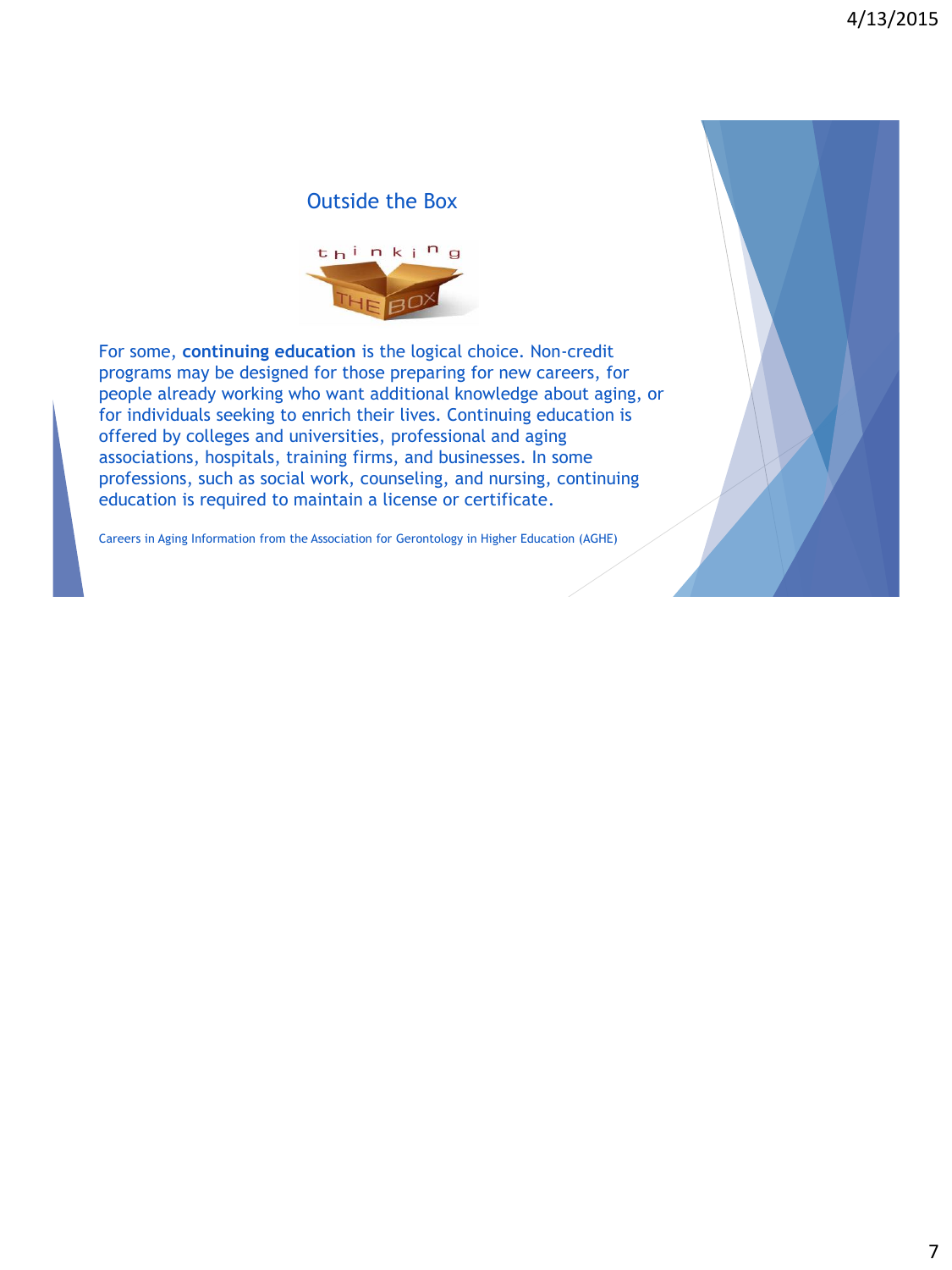## Outside the Box

For some, **continuing education** is the logical choice. Non-credit programs may be designed for those preparing for new careers, for people already working who want additional knowledge about aging, or for individuals seeking to enrich their lives. Continuing education is offered by colleges and universities, professional and aging associations, hospitals, training firms, and businesses. In some professions, such as social work, counseling, and nursing, continuing education is required to maintain a license or certificate.

Careers in Aging Information from the Association for Gerontology in Higher Education (AGHE)